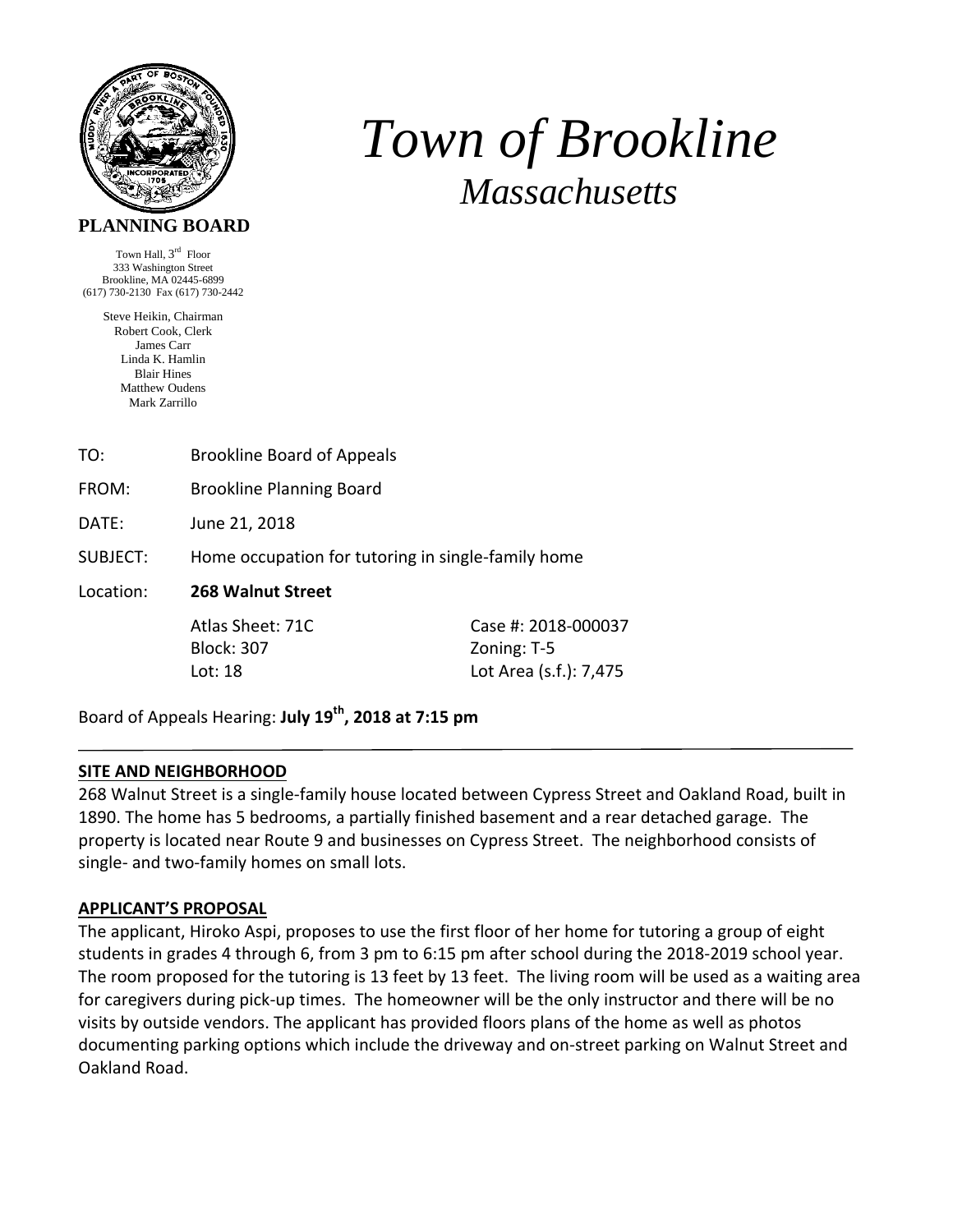# *Town of Brookline*

## *Massachusetts*

**PLANNING BOARD**

Town Hall, 3rd Floor
333 Washington Street
Brookline, MA 02445-6899
(617) 730-2130 Fax (617) 730-2442

Steve Heikin, Chairman
Robert Cook, Clerk
James Carr
Linda K. Hamlin
Blair Hines
Matthew Oudens
Mark Zarrillo

TO: Brookline Board of Appeals

FROM: Brookline Planning Board

DATE: June 21, 2018

SUBJECT: Home occupation for tutoring in single-family home

Location: **268 Walnut Street**

| | |
|---|---|
| Atlas Sheet: 71C | Case #: 2018-000037 |
| Block: 307 | Zoning: T-5 |
| Lot: 18 | Lot Area (s.f.): 7,475 |

Board of Appeals Hearing: **July 19th, 2018 at 7:15 pm**

---

**SITE AND NEIGHBORHOOD**

268 Walnut Street is a single-family house located between Cypress Street and Oakland Road, built in 1890. The home has 5 bedrooms, a partially finished basement and a rear detached garage. The property is located near Route 9 and businesses on Cypress Street. The neighborhood consists of single- and two-family homes on small lots.

**APPLICANT'S PROPOSAL**

The applicant, Hiroko Aspi, proposes to use the first floor of her home for tutoring a group of eight students in grades 4 through 6, from 3 pm to 6:15 pm after school during the 2018-2019 school year. The room proposed for the tutoring is 13 feet by 13 feet. The living room will be used as a waiting area for caregivers during pick-up times. The homeowner will be the only instructor and there will be no visits by outside vendors. The applicant has provided floors plans of the home as well as photos documenting parking options which include the driveway and on-street parking on Walnut Street and Oakland Road.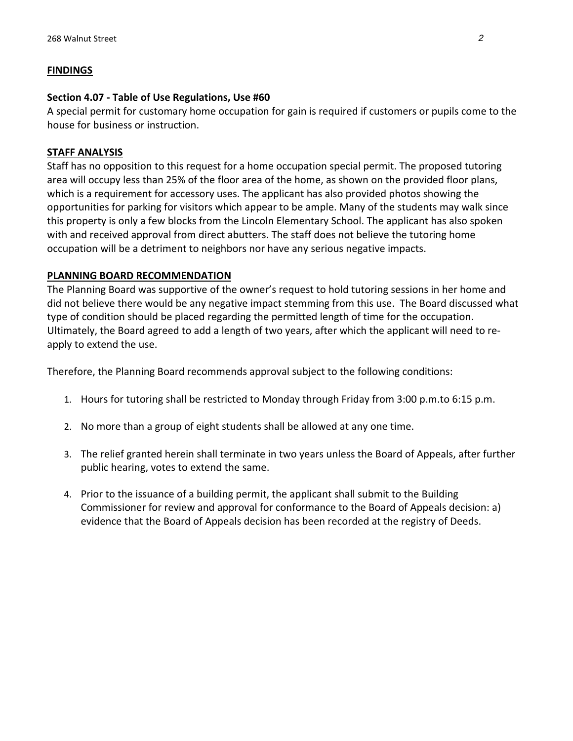**FINDINGS**

**Section 4.07 - Table of Use Regulations, Use #60**

A special permit for customary home occupation for gain is required if customers or pupils come to the house for business or instruction.

**STAFF ANALYSIS**

Staff has no opposition to this request for a home occupation special permit. The proposed tutoring area will occupy less than 25% of the floor area of the home, as shown on the provided floor plans, which is a requirement for accessory uses. The applicant has also provided photos showing the opportunities for parking for visitors which appear to be ample. Many of the students may walk since this property is only a few blocks from the Lincoln Elementary School. The applicant has also spoken with and received approval from direct abutters. The staff does not believe the tutoring home occupation will be a detriment to neighbors nor have any serious negative impacts.

**PLANNING BOARD RECOMMENDATION**

The Planning Board was supportive of the owner's request to hold tutoring sessions in her home and did not believe there would be any negative impact stemming from this use. The Board discussed what type of condition should be placed regarding the permitted length of time for the occupation. Ultimately, the Board agreed to add a length of two years, after which the applicant will need to re-apply to extend the use.

Therefore, the Planning Board recommends approval subject to the following conditions:

1. Hours for tutoring shall be restricted to Monday through Friday from 3:00 p.m.to 6:15 p.m.
2. No more than a group of eight students shall be allowed at any one time.
3. The relief granted herein shall terminate in two years unless the Board of Appeals, after further public hearing, votes to extend the same.
4. Prior to the issuance of a building permit, the applicant shall submit to the Building Commissioner for review and approval for conformance to the Board of Appeals decision: a) evidence that the Board of Appeals decision has been recorded at the registry of Deeds.